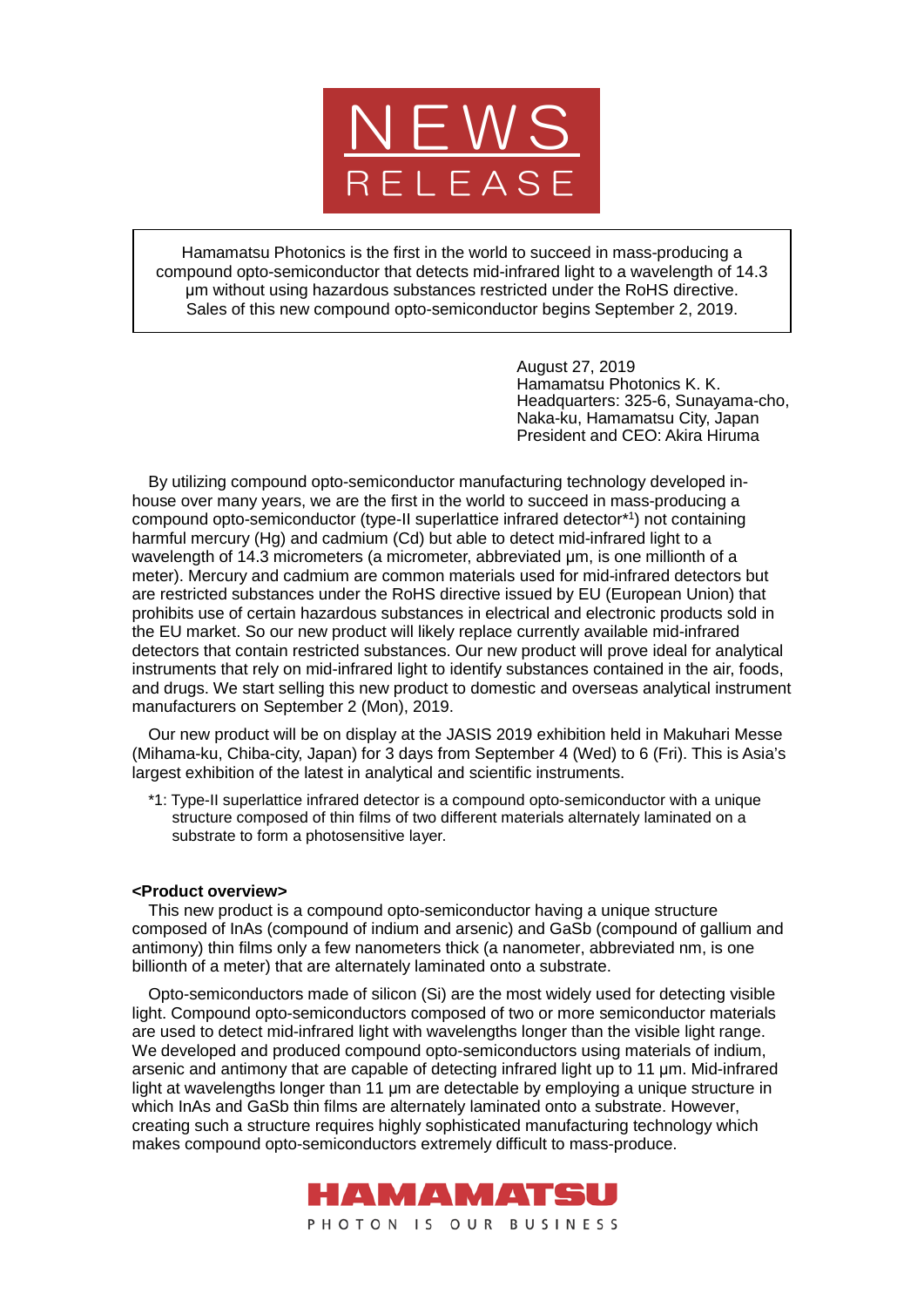# NEWS RELEASE

Hamamatsu Photonics is the first in the world to succeed in mass-producing a compound opto-semiconductor that detects mid-infrared light to a wavelength of 14.3 µm without using hazardous substances restricted under the RoHS directive. Sales of this new compound opto-semiconductor begins September 2, 2019.

August 27, 2019
Hamamatsu Photonics K. K.
Headquarters: 325-6, Sunayama-cho, Naka-ku, Hamamatsu City, Japan
President and CEO: Akira Hiruma

By utilizing compound opto-semiconductor manufacturing technology developed in-house over many years, we are the first in the world to succeed in mass-producing a compound opto-semiconductor (type-II superlattice infrared detector*[1]) not containing harmful mercury (Hg) and cadmium (Cd) but able to detect mid-infrared light to a wavelength of 14.3 micrometers (a micrometer, abbreviated µm, is one millionth of a meter). Mercury and cadmium are common materials used for mid-infrared detectors but are restricted substances under the RoHS directive issued by EU (European Union) that prohibits use of certain hazardous substances in electrical and electronic products sold in the EU market. So our new product will likely replace currently available mid-infrared detectors that contain restricted substances. Our new product will prove ideal for analytical instruments that rely on mid-infrared light to identify substances contained in the air, foods, and drugs. We start selling this new product to domestic and overseas analytical instrument manufacturers on September 2 (Mon), 2019.

Our new product will be on display at the JASIS 2019 exhibition held in Makuhari Messe (Mihama-ku, Chiba-city, Japan) for 3 days from September 4 (Wed) to 6 (Fri). This is Asia's largest exhibition of the latest in analytical and scientific instruments.

*1: Type-II superlattice infrared detector is a compound opto-semiconductor with a unique structure composed of thin films of two different materials alternately laminated on a substrate to form a photosensitive layer.

**<Product overview>**

This new product is a compound opto-semiconductor having a unique structure composed of InAs (compound of indium and arsenic) and GaSb (compound of gallium and antimony) thin films only a few nanometers thick (a nanometer, abbreviated nm, is one billionth of a meter) that are alternately laminated onto a substrate.

Opto-semiconductors made of silicon (Si) are the most widely used for detecting visible light. Compound opto-semiconductors composed of two or more semiconductor materials are used to detect mid-infrared light with wavelengths longer than the visible light range. We developed and produced compound opto-semiconductors using materials of indium, arsenic and antimony that are capable of detecting infrared light up to 11 µm. Mid-infrared light at wavelengths longer than 11 µm are detectable by employing a unique structure in which InAs and GaSb thin films are alternately laminated onto a substrate. However, creating such a structure requires highly sophisticated manufacturing technology which makes compound opto-semiconductors extremely difficult to mass-produce.

HAMAMATSU
PHOTON IS OUR BUSINESS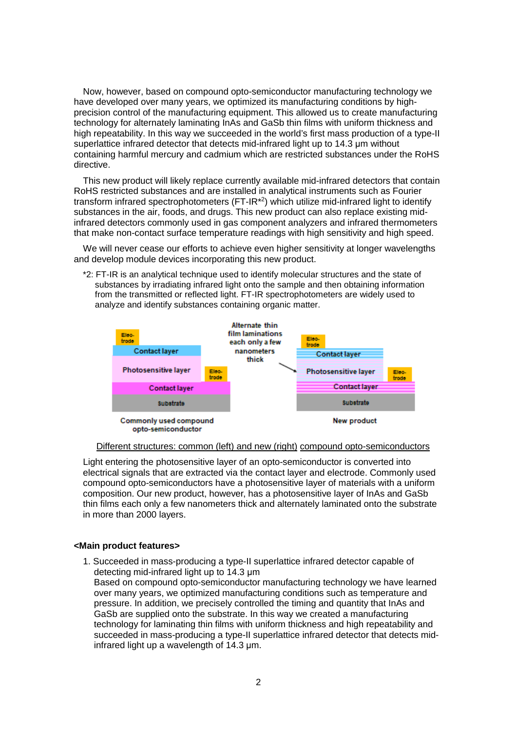Now, however, based on compound opto-semiconductor manufacturing technology we have developed over many years, we optimized its manufacturing conditions by high-precision control of the manufacturing equipment. This allowed us to create manufacturing technology for alternately laminating InAs and GaSb thin films with uniform thickness and high repeatability. In this way we succeeded in the world's first mass production of a type-II superlattice infrared detector that detects mid-infrared light up to 14.3 µm without containing harmful mercury and cadmium which are restricted substances under the RoHS directive.

This new product will likely replace currently available mid-infrared detectors that contain RoHS restricted substances and are installed in analytical instruments such as Fourier transform infrared spectrophotometers (FT-IR*2) which utilize mid-infrared light to identify substances in the air, foods, and drugs. This new product can also replace existing mid-infrared detectors commonly used in gas component analyzers and infrared thermometers that make non-contact surface temperature readings with high sensitivity and high speed.

We will never cease our efforts to achieve even higher sensitivity at longer wavelengths and develop module devices incorporating this new product.

*2: FT-IR is an analytical technique used to identify molecular structures and the state of substances by irradiating infrared light onto the sample and then obtaining information from the transmitted or reflected light. FT-IR spectrophotometers are widely used to analyze and identify substances containing organic matter.

Elec-trode | Contact layer | Photosensitive layer | Elec-trode | Contact layer | Substrate

Commonly used compound opto-semiconductor

Alternate thin film laminations each only a few nanometers thick

Elec-trode | Contact layer | Photosensitive layer | Elec-trode | Contact layer | Substrate

New product

Different structures: common (left) and new (right) compound opto-semiconductors

Light entering the photosensitive layer of an opto-semiconductor is converted into electrical signals that are extracted via the contact layer and electrode. Commonly used compound opto-semiconductors have a photosensitive layer of materials with a uniform composition. Our new product, however, has a photosensitive layer of InAs and GaSb thin films each only a few nanometers thick and alternately laminated onto the substrate in more than 2000 layers.

**<Main product features>**

1. Succeeded in mass-producing a type-II superlattice infrared detector capable of detecting mid-infrared light up to 14.3 µm
   Based on compound opto-semiconductor manufacturing technology we have learned over many years, we optimized manufacturing conditions such as temperature and pressure. In addition, we precisely controlled the timing and quantity that InAs and GaSb are supplied onto the substrate. In this way we created a manufacturing technology for laminating thin films with uniform thickness and high repeatability and succeeded in mass-producing a type-II superlattice infrared detector that detects mid-infrared light up a wavelength of 14.3 µm.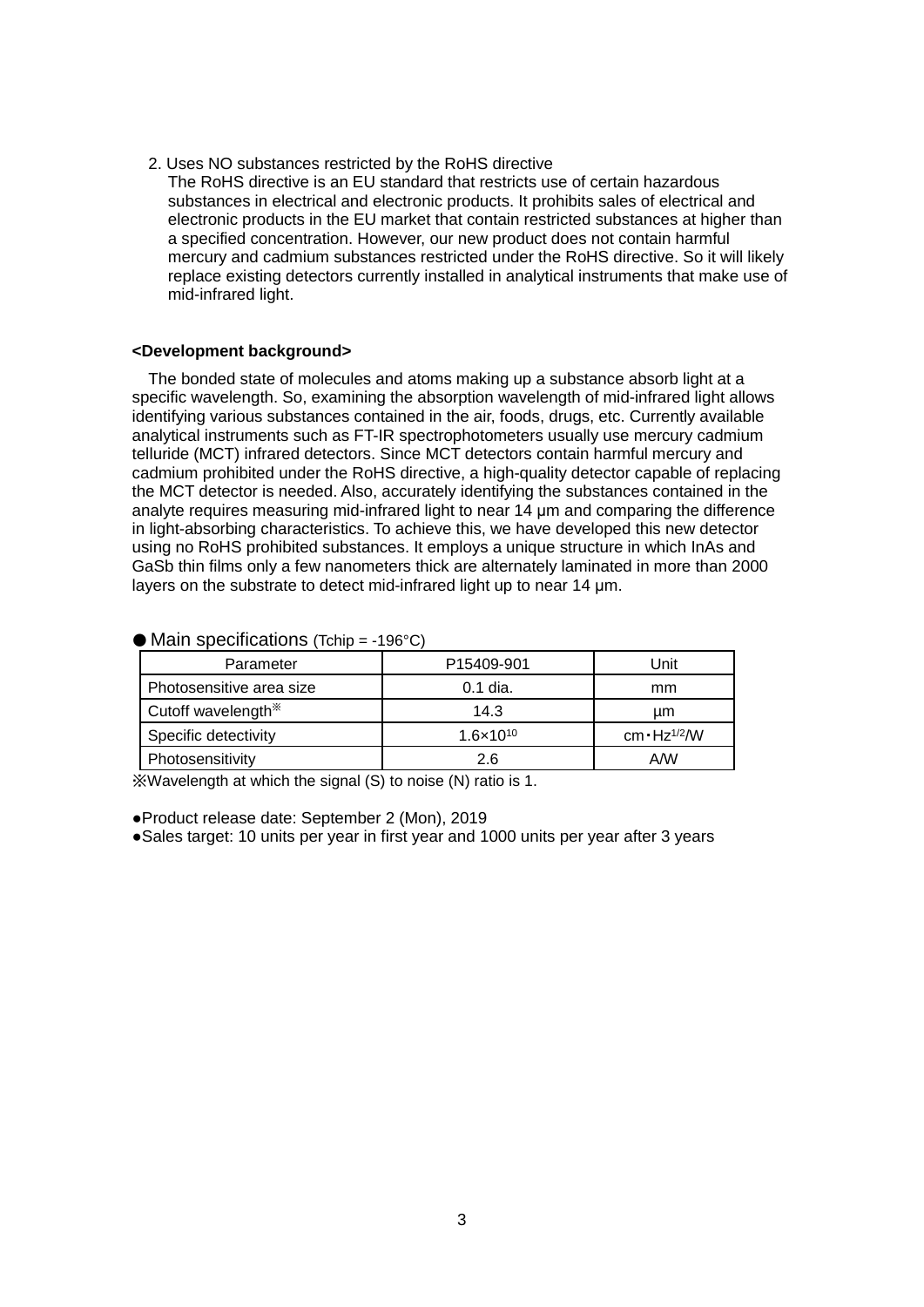2. Uses NO substances restricted by the RoHS directive
   The RoHS directive is an EU standard that restricts use of certain hazardous substances in electrical and electronic products. It prohibits sales of electrical and electronic products in the EU market that contain restricted substances at higher than a specified concentration. However, our new product does not contain harmful mercury and cadmium substances restricted under the RoHS directive. So it will likely replace existing detectors currently installed in analytical instruments that make use of mid-infrared light.

**<Development background>**

The bonded state of molecules and atoms making up a substance absorb light at a specific wavelength. So, examining the absorption wavelength of mid-infrared light allows identifying various substances contained in the air, foods, drugs, etc. Currently available analytical instruments such as FT-IR spectrophotometers usually use mercury cadmium telluride (MCT) infrared detectors. Since MCT detectors contain harmful mercury and cadmium prohibited under the RoHS directive, a high-quality detector capable of replacing the MCT detector is needed. Also, accurately identifying the substances contained in the analyte requires measuring mid-infrared light to near 14 μm and comparing the difference in light-absorbing characteristics. To achieve this, we have developed this new detector using no RoHS prohibited substances. It employs a unique structure in which InAs and GaSb thin films only a few nanometers thick are alternately laminated in more than 2000 layers on the substrate to detect mid-infrared light up to near 14 μm.

● Main specifications (Tchip = -196°C)

| Parameter | P15409-901 | Unit |
|---|---|---|
| Photosensitive area size | 0.1 dia. | mm |
| Cutoff wavelength※ | 14.3 | μm |
| Specific detectivity | $1.6\times10^{10}$ | $cm \cdot Hz^{1/2}/W$ |
| Photosensitivity | 2.6 | A/W |

※Wavelength at which the signal (S) to noise (N) ratio is 1.

●Product release date: September 2 (Mon), 2019
●Sales target: 10 units per year in first year and 1000 units per year after 3 years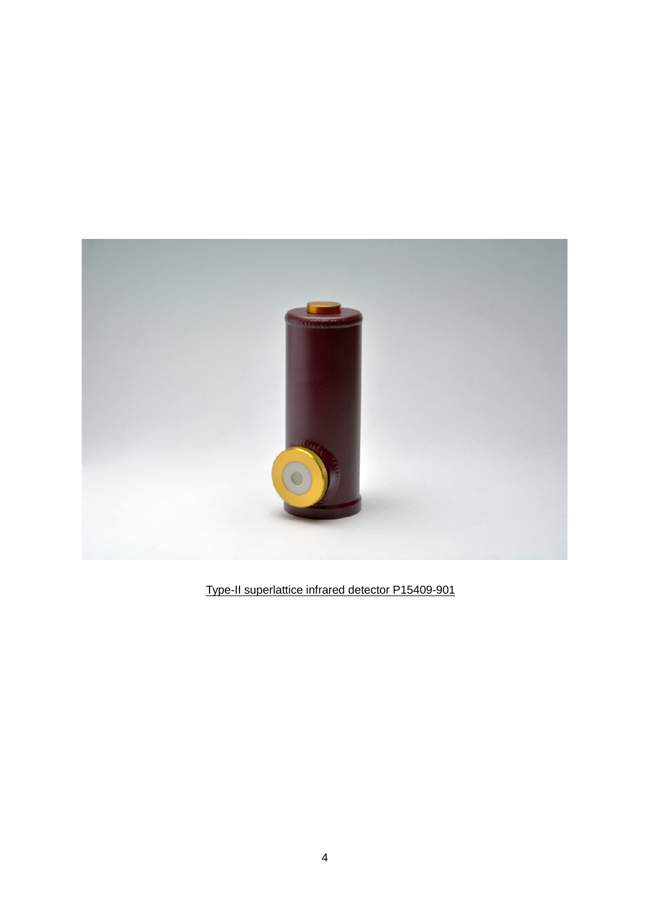Type-II superlattice infrared detector P15409-901